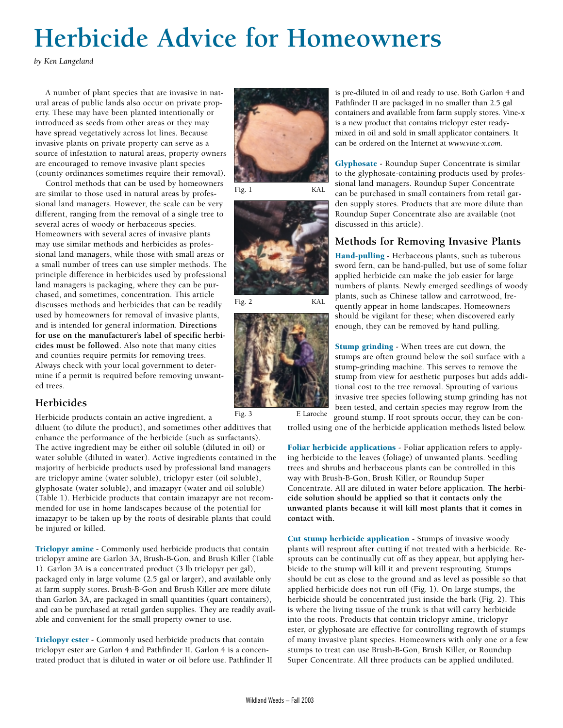# Herbicide Advice for Homeowners

*by Ken Langeland*

A number of plant species that are invasive in natural areas of public lands also occur on private property. These may have been planted intentionally or introduced as seeds from other areas or they may have spread vegetatively across lot lines. Because invasive plants on private property can serve as a source of infestation to natural areas, property owners are encouraged to remove invasive plant species (county ordinances sometimes require their removal).

Control methods that can be used by homeowners are similar to those used in natural areas by professional land managers. However, the scale can be very different, ranging from the removal of a single tree to several acres of woody or herbaceous species. Homeowners with several acres of invasive plants may use similar methods and herbicides as professional land managers, while those with small areas or a small number of trees can use simpler methods. The principle difference in herbicides used by professional land managers is packaging, where they can be purchased, and sometimes, concentration. This article discusses methods and herbicides that can be readily used by homeowners for removal of invasive plants, and is intended for general information. **Directions for use on the manufacturer's label of specific herbicides must be followed.** Also note that many cities and counties require permits for removing trees. Always check with your local government to determine if a permit is required before removing unwanted trees.

Fig. 1 KAL

Fig. 2 KAL

Fig. 3 F. Laroche

## Herbicides

Herbicide products contain an active ingredient, a diluent (to dilute the product), and sometimes other additives that enhance the performance of the herbicide (such as surfactants). The active ingredient may be either oil soluble (diluted in oil) or water soluble (diluted in water). Active ingredients contained in the majority of herbicide products used by professional land managers are triclopyr amine (water soluble), triclopyr ester (oil soluble), glyphosate (water soluble), and imazapyr (water and oil soluble) (Table 1). Herbicide products that contain imazapyr are not recommended for use in home landscapes because of the potential for imazapyr to be taken up by the roots of desirable plants that could be injured or killed.

**Triclopyr amine** - Commonly used herbicide products that contain triclopyr amine are Garlon 3A, Brush-B-Gon, and Brush Killer (Table 1). Garlon 3A is a concentrated product (3 lb triclopyr per gal), packaged only in large volume (2.5 gal or larger), and available only at farm supply stores. Brush-B-Gon and Brush Killer are more dilute than Garlon 3A, are packaged in small quantities (quart containers), and can be purchased at retail garden supplies. They are readily available and convenient for the small property owner to use.

**Triclopyr ester** - Commonly used herbicide products that contain triclopyr ester are Garlon 4 and Pathfinder II. Garlon 4 is a concentrated product that is diluted in water or oil before use. Pathfinder II is pre-diluted in oil and ready to use. Both Garlon 4 and Pathfinder II are packaged in no smaller than 2.5 gal containers and available from farm supply stores. Vine-x is a new product that contains triclopyr ester ready-mixed in oil and sold in small applicator containers. It can be ordered on the Internet at *www.vine-x.com.*

**Glyphosate** - Roundup Super Concentrate is similar to the glyphosate-containing products used by professional land managers. Roundup Super Concentrate can be purchased in small containers from retail garden supply stores. Products that are more dilute than Roundup Super Concentrate also are available (not discussed in this article).

## Methods for Removing Invasive Plants

**Hand-pulling** - Herbaceous plants, such as tuberous sword fern, can be hand-pulled, but use of some foliar applied herbicide can make the job easier for large numbers of plants. Newly emerged seedlings of woody plants, such as Chinese tallow and carrotwood, frequently appear in home landscapes. Homeowners should be vigilant for these; when discovered early enough, they can be removed by hand pulling.

**Stump grinding** - When trees are cut down, the stumps are often ground below the soil surface with a stump-grinding machine. This serves to remove the stump from view for aesthetic purposes but adds additional cost to the tree removal. Sprouting of various invasive tree species following stump grinding has not been tested, and certain species may regrow from the ground stump. If root sprouts occur, they can be controlled using one of the herbicide application methods listed below.

**Foliar herbicide applications** - Foliar application refers to applying herbicide to the leaves (foliage) of unwanted plants. Seedling trees and shrubs and herbaceous plants can be controlled in this way with Brush-B-Gon, Brush Killer, or Roundup Super Concentrate. All are diluted in water before application. **The herbicide solution should be applied so that it contacts only the unwanted plants because it will kill most plants that it comes in contact with.**

**Cut stump herbicide application** - Stumps of invasive woody plants will resprout after cutting if not treated with a herbicide. Resprouts can be continually cut off as they appear, but applying herbicide to the stump will kill it and prevent resprouting. Stumps should be cut as close to the ground and as level as possible so that applied herbicide does not run off (Fig. 1). On large stumps, the herbicide should be concentrated just inside the bark (Fig. 2). This is where the living tissue of the trunk is that will carry herbicide into the roots. Products that contain triclopyr amine, triclopyr ester, or glyphosate are effective for controlling regrowth of stumps of many invasive plant species. Homeowners with only one or a few stumps to treat can use Brush-B-Gon, Brush Killer, or Roundup Super Concentrate. All three products can be applied undiluted.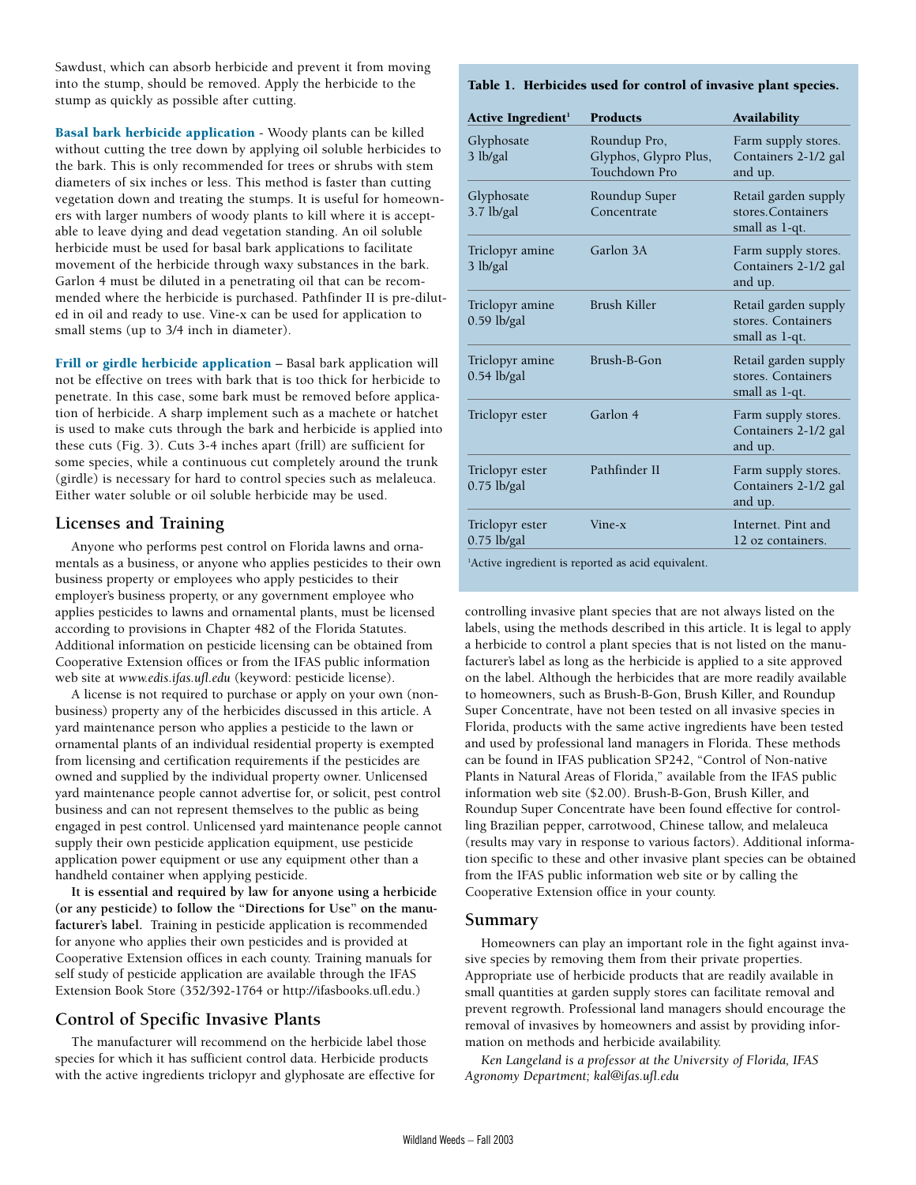Sawdust, which can absorb herbicide and prevent it from moving into the stump, should be removed. Apply the herbicide to the stump as quickly as possible after cutting.

**Basal bark herbicide application** - Woody plants can be killed without cutting the tree down by applying oil soluble herbicides to the bark. This is only recommended for trees or shrubs with stem diameters of six inches or less. This method is faster than cutting vegetation down and treating the stumps. It is useful for homeowners with larger numbers of woody plants to kill where it is acceptable to leave dying and dead vegetation standing. An oil soluble herbicide must be used for basal bark applications to facilitate movement of the herbicide through waxy substances in the bark. Garlon 4 must be diluted in a penetrating oil that can be recommended where the herbicide is purchased. Pathfinder II is pre-diluted in oil and ready to use. Vine-x can be used for application to small stems (up to 3/4 inch in diameter).

**Frill or girdle herbicide application** – Basal bark application will not be effective on trees with bark that is too thick for herbicide to penetrate. In this case, some bark must be removed before application of herbicide. A sharp implement such as a machete or hatchet is used to make cuts through the bark and herbicide is applied into these cuts (Fig. 3). Cuts 3-4 inches apart (frill) are sufficient for some species, while a continuous cut completely around the trunk (girdle) is necessary for hard to control species such as melaleuca. Either water soluble or oil soluble herbicide may be used.

## Licenses and Training

Anyone who performs pest control on Florida lawns and ornamentals as a business, or anyone who applies pesticides to their own business property or employees who apply pesticides to their employer's business property, or any government employee who applies pesticides to lawns and ornamental plants, must be licensed according to provisions in Chapter 482 of the Florida Statutes. Additional information on pesticide licensing can be obtained from Cooperative Extension offices or from the IFAS public information web site at *www.edis.ifas.ufl.edu* (keyword: pesticide license).

A license is not required to purchase or apply on your own (non-business) property any of the herbicides discussed in this article. A yard maintenance person who applies a pesticide to the lawn or ornamental plants of an individual residential property is exempted from licensing and certification requirements if the pesticides are owned and supplied by the individual property owner. Unlicensed yard maintenance people cannot advertise for, or solicit, pest control business and can not represent themselves to the public as being engaged in pest control. Unlicensed yard maintenance people cannot supply their own pesticide application equipment, use pesticide application power equipment or use any equipment other than a handheld container when applying pesticide.

**It is essential and required by law for anyone using a herbicide (or any pesticide) to follow the "Directions for Use" on the manufacturer's label.** Training in pesticide application is recommended for anyone who applies their own pesticides and is provided at Cooperative Extension offices in each county. Training manuals for self study of pesticide application are available through the IFAS Extension Book Store (352/392-1764 or http://ifasbooks.ufl.edu.)

## Control of Specific Invasive Plants

The manufacturer will recommend on the herbicide label those species for which it has sufficient control data. Herbicide products with the active ingredients triclopyr and glyphosate are effective for controlling invasive plant species that are not always listed on the labels, using the methods described in this article. It is legal to apply a herbicide to control a plant species that is not listed on the manufacturer's label as long as the herbicide is applied to a site approved on the label. Although the herbicides that are more readily available to homeowners, such as Brush-B-Gon, Brush Killer, and Roundup Super Concentrate, have not been tested on all invasive species in Florida, products with the same active ingredients have been tested and used by professional land managers in Florida. These methods can be found in IFAS publication SP242, "Control of Non-native Plants in Natural Areas of Florida," available from the IFAS public information web site ($2.00). Brush-B-Gon, Brush Killer, and Roundup Super Concentrate have been found effective for controlling Brazilian pepper, carrotwood, Chinese tallow, and melaleuca (results may vary in response to various factors). Additional information specific to these and other invasive plant species can be obtained from the IFAS public information web site or by calling the Cooperative Extension office in your county.

**Table 1. Herbicides used for control of invasive plant species.**

| Active Ingredient[1] | Products | Availability |
|---|---|---|
| Glyphosate 3 lb/gal | Roundup Pro, Glyphos, Glypro Plus, Touchdown Pro | Farm supply stores. Containers 2-1/2 gal and up. |
| Glyphosate 3.7 lb/gal | Roundup Super Concentrate | Retail garden supply stores.Containers small as 1-qt. |
| Triclopyr amine 3 lb/gal | Garlon 3A | Farm supply stores. Containers 2-1/2 gal and up. |
| Triclopyr amine 0.59 lb/gal | Brush Killer | Retail garden supply stores. Containers small as 1-qt. |
| Triclopyr amine 0.54 lb/gal | Brush-B-Gon | Retail garden supply stores. Containers small as 1-qt. |
| Triclopyr ester | Garlon 4 | Farm supply stores. Containers 2-1/2 gal and up. |
| Triclopyr ester 0.75 lb/gal | Pathfinder II | Farm supply stores. Containers 2-1/2 gal and up. |
| Triclopyr ester 0.75 lb/gal | Vine-x | Internet. Pint and 12 oz containers. |

[1]Active ingredient is reported as acid equivalent.

## Summary

Homeowners can play an important role in the fight against invasive species by removing them from their private properties. Appropriate use of herbicide products that are readily available in small quantities at garden supply stores can facilitate removal and prevent regrowth. Professional land managers should encourage the removal of invasives by homeowners and assist by providing information on methods and herbicide availability.

*Ken Langeland is a professor at the University of Florida, IFAS Agronomy Department; kal@ifas.ufl.edu*